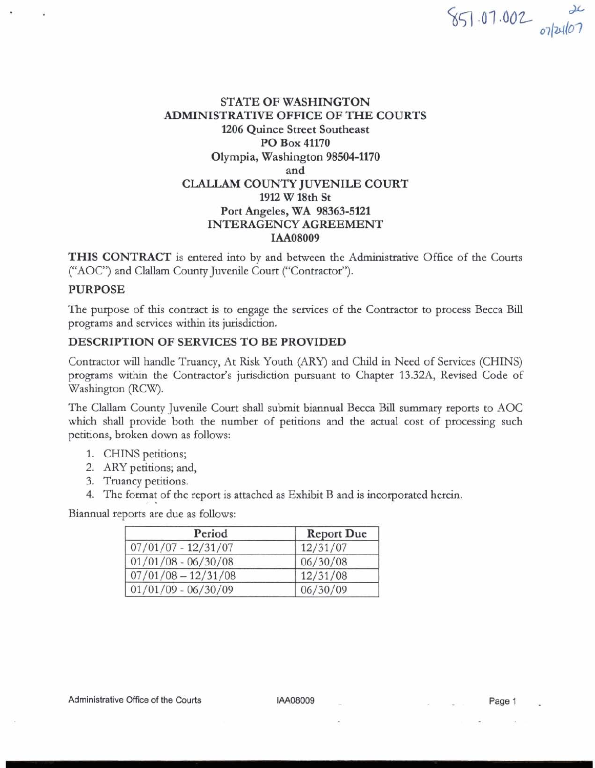851.07.002 2c 07/24/07

**STATE OF WASHINGTON**
**ADMINISTRATIVE OFFICE OF THE COURTS**
**1206 Quince Street Southeast**
**PO Box 41170**
**Olympia, Washington 98504-1170**
**and**
**CLALLAM COUNTY JUVENILE COURT**
**1912 W 18th St**
**Port Angeles, WA 98363-5121**
**INTERAGENCY AGREEMENT**
**IAA08009**

**THIS CONTRACT** is entered into by and between the Administrative Office of the Courts ("AOC") and Clallam County Juvenile Court ("Contractor").

## PURPOSE

The purpose of this contract is to engage the services of the Contractor to process Becca Bill programs and services within its jurisdiction.

## DESCRIPTION OF SERVICES TO BE PROVIDED

Contractor will handle Truancy, At Risk Youth (ARY) and Child in Need of Services (CHINS) programs within the Contractor's jurisdiction pursuant to Chapter 13.32A, Revised Code of Washington (RCW).

The Clallam County Juvenile Court shall submit biannual Becca Bill summary reports to AOC which shall provide both the number of petitions and the actual cost of processing such petitions, broken down as follows:

1. CHINS petitions;
2. ARY petitions; and,
3. Truancy petitions.
4. The format of the report is attached as Exhibit B and is incorporated herein.

Biannual reports are due as follows:

| Period | Report Due |
|---|---|
| 07/01/07 - 12/31/07 | 12/31/07 |
| 01/01/08 - 06/30/08 | 06/30/08 |
| 07/01/08 – 12/31/08 | 12/31/08 |
| 01/01/09 - 06/30/09 | 06/30/09 |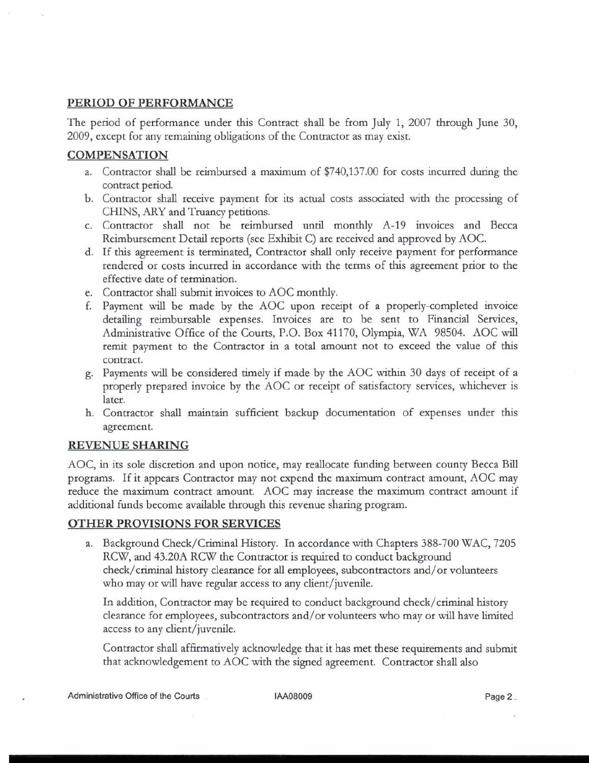## PERIOD OF PERFORMANCE

The period of performance under this Contract shall be from July 1, 2007 through June 30, 2009, except for any remaining obligations of the Contractor as may exist.

## COMPENSATION

a. Contractor shall be reimbursed a maximum of $740,137.00 for costs incurred during the contract period.

b. Contractor shall receive payment for its actual costs associated with the processing of CHINS, ARY and Truancy petitions.

c. Contractor shall not be reimbursed until monthly A-19 invoices and Becca Reimbursement Detail reports (see Exhibit C) are received and approved by AOC.

d. If this agreement is terminated, Contractor shall only receive payment for performance rendered or costs incurred in accordance with the terms of this agreement prior to the effective date of termination.

e. Contractor shall submit invoices to AOC monthly.

f. Payment will be made by the AOC upon receipt of a properly-completed invoice detailing reimbursable expenses. Invoices are to be sent to Financial Services, Administrative Office of the Courts, P.O. Box 41170, Olympia, WA 98504. AOC will remit payment to the Contractor in a total amount not to exceed the value of this contract.

g. Payments will be considered timely if made by the AOC within 30 days of receipt of a properly prepared invoice by the AOC or receipt of satisfactory services, whichever is later.

h. Contractor shall maintain sufficient backup documentation of expenses under this agreement.

## REVENUE SHARING

AOC, in its sole discretion and upon notice, may reallocate funding between county Becca Bill programs. If it appears Contractor may not expend the maximum contract amount, AOC may reduce the maximum contract amount. AOC may increase the maximum contract amount if additional funds become available through this revenue sharing program.

## OTHER PROVISIONS FOR SERVICES

a. Background Check/Criminal History. In accordance with Chapters 388-700 WAC, 7205 RCW, and 43.20A RCW the Contractor is required to conduct background check/criminal history clearance for all employees, subcontractors and/or volunteers who may or will have regular access to any client/juvenile.

   In addition, Contractor may be required to conduct background check/criminal history clearance for employees, subcontractors and/or volunteers who may or will have limited access to any client/juvenile.

   Contractor shall affirmatively acknowledge that it has met these requirements and submit that acknowledgement to AOC with the signed agreement. Contractor shall also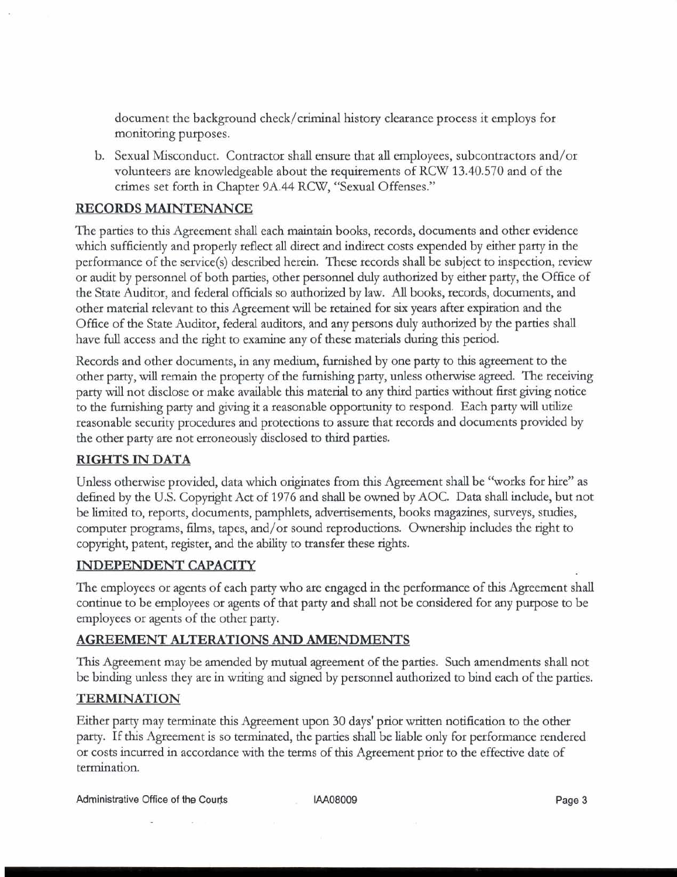document the background check/criminal history clearance process it employs for monitoring purposes.

b. Sexual Misconduct. Contractor shall ensure that all employees, subcontractors and/or volunteers are knowledgeable about the requirements of RCW 13.40.570 and of the crimes set forth in Chapter 9A.44 RCW, "Sexual Offenses."

## RECORDS MAINTENANCE

The parties to this Agreement shall each maintain books, records, documents and other evidence which sufficiently and properly reflect all direct and indirect costs expended by either party in the performance of the service(s) described herein. These records shall be subject to inspection, review or audit by personnel of both parties, other personnel duly authorized by either party, the Office of the State Auditor, and federal officials so authorized by law. All books, records, documents, and other material relevant to this Agreement will be retained for six years after expiration and the Office of the State Auditor, federal auditors, and any persons duly authorized by the parties shall have full access and the right to examine any of these materials during this period.

Records and other documents, in any medium, furnished by one party to this agreement to the other party, will remain the property of the furnishing party, unless otherwise agreed. The receiving party will not disclose or make available this material to any third parties without first giving notice to the furnishing party and giving it a reasonable opportunity to respond. Each party will utilize reasonable security procedures and protections to assure that records and documents provided by the other party are not erroneously disclosed to third parties.

## RIGHTS IN DATA

Unless otherwise provided, data which originates from this Agreement shall be "works for hire" as defined by the U.S. Copyright Act of 1976 and shall be owned by AOC. Data shall include, but not be limited to, reports, documents, pamphlets, advertisements, books magazines, surveys, studies, computer programs, films, tapes, and/or sound reproductions. Ownership includes the right to copyright, patent, register, and the ability to transfer these rights.

## INDEPENDENT CAPACITY

The employees or agents of each party who are engaged in the performance of this Agreement shall continue to be employees or agents of that party and shall not be considered for any purpose to be employees or agents of the other party.

## AGREEMENT ALTERATIONS AND AMENDMENTS

This Agreement may be amended by mutual agreement of the parties. Such amendments shall not be binding unless they are in writing and signed by personnel authorized to bind each of the parties.

## TERMINATION

Either party may terminate this Agreement upon 30 days' prior written notification to the other party. If this Agreement is so terminated, the parties shall be liable only for performance rendered or costs incurred in accordance with the terms of this Agreement prior to the effective date of termination.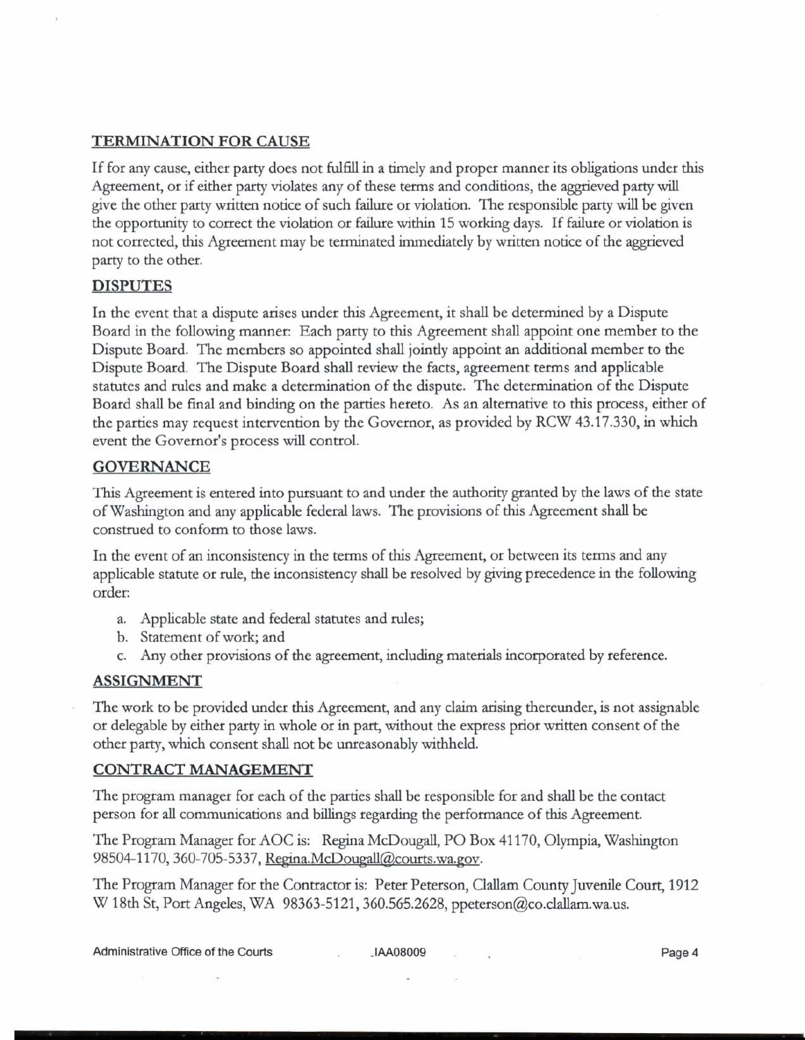## TERMINATION FOR CAUSE

If for any cause, either party does not fulfill in a timely and proper manner its obligations under this Agreement, or if either party violates any of these terms and conditions, the aggrieved party will give the other party written notice of such failure or violation. The responsible party will be given the opportunity to correct the violation or failure within 15 working days. If failure or violation is not corrected, this Agreement may be terminated immediately by written notice of the aggrieved party to the other.

## DISPUTES

In the event that a dispute arises under this Agreement, it shall be determined by a Dispute Board in the following manner: Each party to this Agreement shall appoint one member to the Dispute Board. The members so appointed shall jointly appoint an additional member to the Dispute Board. The Dispute Board shall review the facts, agreement terms and applicable statutes and rules and make a determination of the dispute. The determination of the Dispute Board shall be final and binding on the parties hereto. As an alternative to this process, either of the parties may request intervention by the Governor, as provided by RCW 43.17.330, in which event the Governor's process will control.

## GOVERNANCE

This Agreement is entered into pursuant to and under the authority granted by the laws of the state of Washington and any applicable federal laws. The provisions of this Agreement shall be construed to conform to those laws.

In the event of an inconsistency in the terms of this Agreement, or between its terms and any applicable statute or rule, the inconsistency shall be resolved by giving precedence in the following order:

a. Applicable state and federal statutes and rules;
b. Statement of work; and
c. Any other provisions of the agreement, including materials incorporated by reference.

## ASSIGNMENT

The work to be provided under this Agreement, and any claim arising thereunder, is not assignable or delegable by either party in whole or in part, without the express prior written consent of the other party, which consent shall not be unreasonably withheld.

## CONTRACT MANAGEMENT

The program manager for each of the parties shall be responsible for and shall be the contact person for all communications and billings regarding the performance of this Agreement.

The Program Manager for AOC is: Regina McDougall, PO Box 41170, Olympia, Washington 98504-1170, 360-705-5337, Regina.McDougall@courts.wa.gov.

The Program Manager for the Contractor is: Peter Peterson, Clallam County Juvenile Court, 1912 W 18th St, Port Angeles, WA 98363-5121, 360.565.2628, ppeterson@co.clallam.wa.us.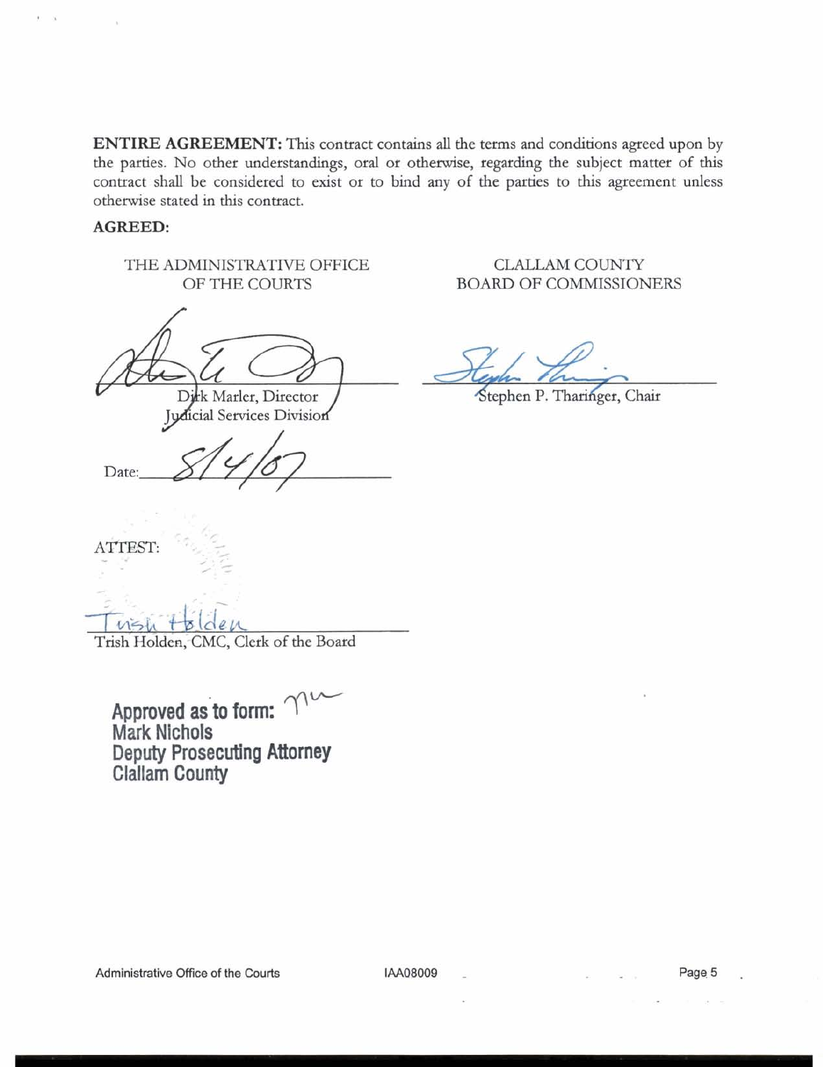**ENTIRE AGREEMENT:** This contract contains all the terms and conditions agreed upon by the parties. No other understandings, oral or otherwise, regarding the subject matter of this contract shall be considered to exist or to bind any of the parties to this agreement unless otherwise stated in this contract.

**AGREED:**

| THE ADMINISTRATIVE OFFICE OF THE COURTS | CLALLAM COUNTY BOARD OF COMMISSIONERS |
|---|---|
| Dirk Marler, Director<br>Judicial Services Division | Stephen P. Tharinger, Chair |
| Date: 8/4/07 | |

ATTEST:

Trish Holden

Trish Holden, CMC, Clerk of the Board

**Approved as to form:** mn
**Mark Nichols**
**Deputy Prosecuting Attorney**
**Clallam County**

Administrative Office of the Courts IAA08009